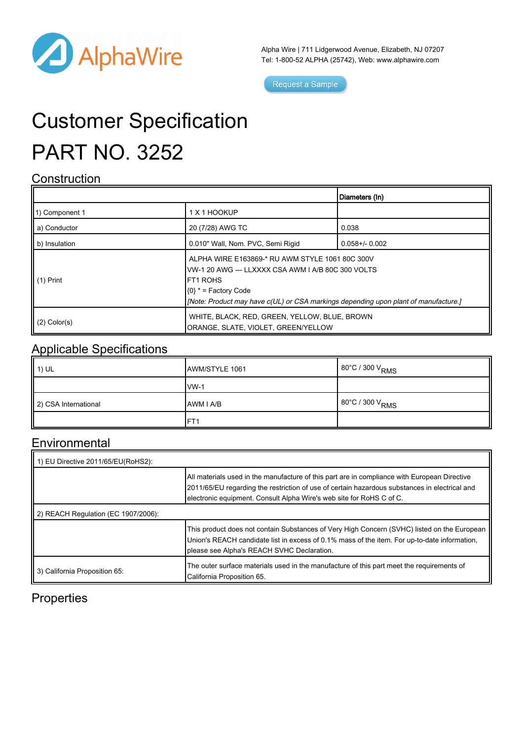AlphaWire

Alpha Wire | 711 Lidgerwood Avenue, Elizabeth, NJ 07207
Tel: 1-800-52 ALPHA (25742), Web: www.alphawire.com

Request a Sample

# Customer Specification

# PART NO. 3252

## Construction

| | | Diameters (In) |
|---|---|---|
| 1) Component 1 | 1 X 1 HOOKUP | |
| a) Conductor | 20 (7/28) AWG TC | 0.038 |
| b) Insulation | 0.010" Wall, Nom. PVC, Semi Rigid | 0.058+/- 0.002 |
| (1) Print | ALPHA WIRE E163869-* RU AWM STYLE 1061 80C 300V VW-1 20 AWG --- LLXXXX CSA AWM I A/B 80C 300 VOLTS FT1 ROHS {0} * = Factory Code *[Note: Product may have c(UL) or CSA markings depending upon plant of manufacture.]* | |
| (2) Color(s) | WHITE, BLACK, RED, GREEN, YELLOW, BLUE, BROWN ORANGE, SLATE, VIOLET, GREEN/YELLOW | |

## Applicable Specifications

| | | |
|---|---|---|
| 1) UL | AWM/STYLE 1061 | 80°C / 300 $V_{RMS}$ |
| | VW-1 | |
| 2) CSA International | AWM I A/B | 80°C / 300 $V_{RMS}$ |
| | FT1 | |

## Environmental

| | |
|---|---|
| 1) EU Directive 2011/65/EU(RoHS2): | |
| | All materials used in the manufacture of this part are in compliance with European Directive 2011/65/EU regarding the restriction of use of certain hazardous substances in electrical and electronic equipment. Consult Alpha Wire's web site for RoHS C of C. |
| 2) REACH Regulation (EC 1907/2006): | |
| | This product does not contain Substances of Very High Concern (SVHC) listed on the European Union's REACH candidate list in excess of 0.1% mass of the item. For up-to-date information, please see Alpha's REACH SVHC Declaration. |
| 3) California Proposition 65: | The outer surface materials used in the manufacture of this part meet the requirements of California Proposition 65. |

## Properties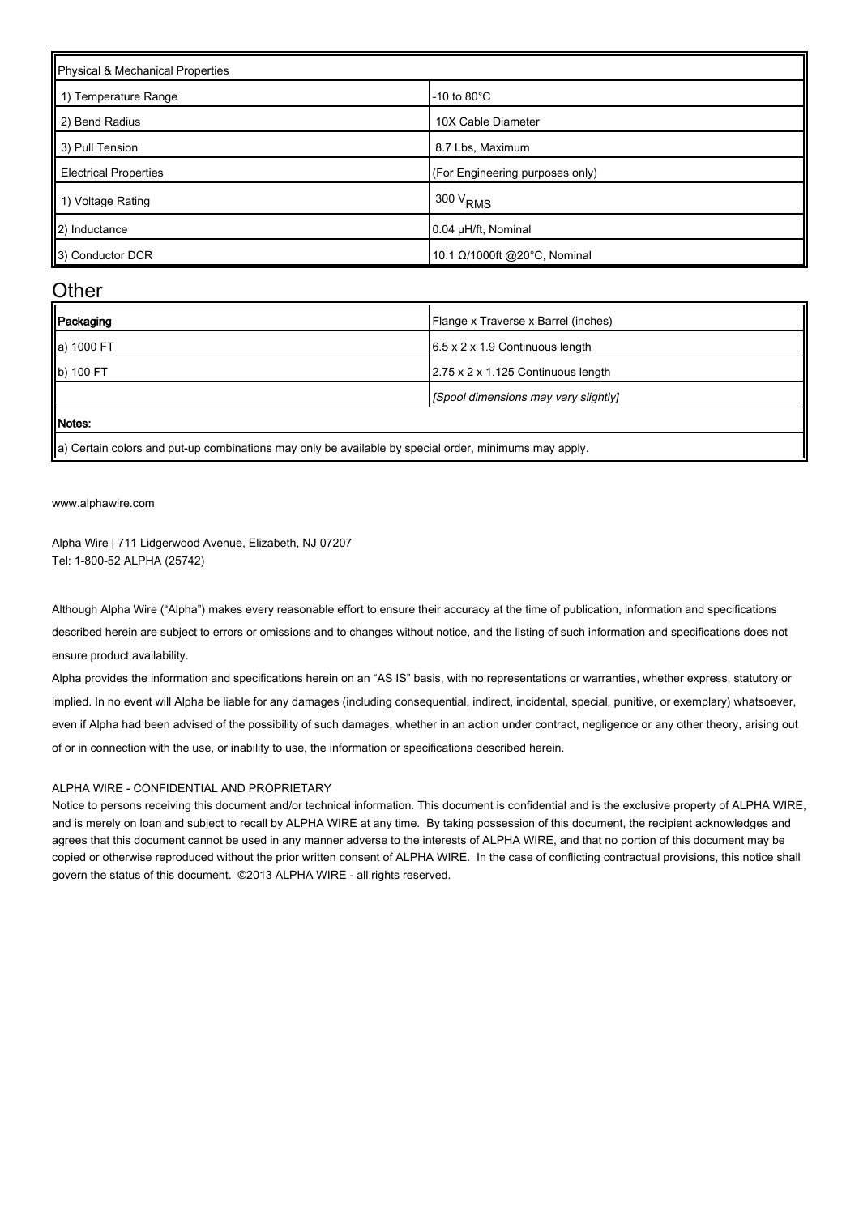| Physical & Mechanical Properties | |
|---|---|
| 1) Temperature Range | -10 to 80°C |
| 2) Bend Radius | 10X Cable Diameter |
| 3) Pull Tension | 8.7 Lbs, Maximum |
| Electrical Properties | (For Engineering purposes only) |
| 1) Voltage Rating | 300 $V_{RMS}$ |
| 2) Inductance | 0.04 μH/ft, Nominal |
| 3) Conductor DCR | 10.1 Ω/1000ft @20°C, Nominal |

## Other

| Packaging | Flange x Traverse x Barrel (inches) |
|---|---|
| a) 1000 FT | 6.5 x 2 x 1.9 Continuous length |
| b) 100 FT | 2.75 x 2 x 1.125 Continuous length |
| | *[Spool dimensions may vary slightly]* |
| **Notes:** | |
| a) Certain colors and put-up combinations may only be available by special order, minimums may apply. | |

www.alphawire.com

Alpha Wire | 711 Lidgerwood Avenue, Elizabeth, NJ 07207
Tel: 1-800-52 ALPHA (25742)

Although Alpha Wire ("Alpha") makes every reasonable effort to ensure their accuracy at the time of publication, information and specifications described herein are subject to errors or omissions and to changes without notice, and the listing of such information and specifications does not ensure product availability.

Alpha provides the information and specifications herein on an "AS IS" basis, with no representations or warranties, whether express, statutory or implied. In no event will Alpha be liable for any damages (including consequential, indirect, incidental, special, punitive, or exemplary) whatsoever, even if Alpha had been advised of the possibility of such damages, whether in an action under contract, negligence or any other theory, arising out of or in connection with the use, or inability to use, the information or specifications described herein.

ALPHA WIRE - CONFIDENTIAL AND PROPRIETARY

Notice to persons receiving this document and/or technical information. This document is confidential and is the exclusive property of ALPHA WIRE, and is merely on loan and subject to recall by ALPHA WIRE at any time. By taking possession of this document, the recipient acknowledges and agrees that this document cannot be used in any manner adverse to the interests of ALPHA WIRE, and that no portion of this document may be copied or otherwise reproduced without the prior written consent of ALPHA WIRE. In the case of conflicting contractual provisions, this notice shall govern the status of this document. ©2013 ALPHA WIRE - all rights reserved.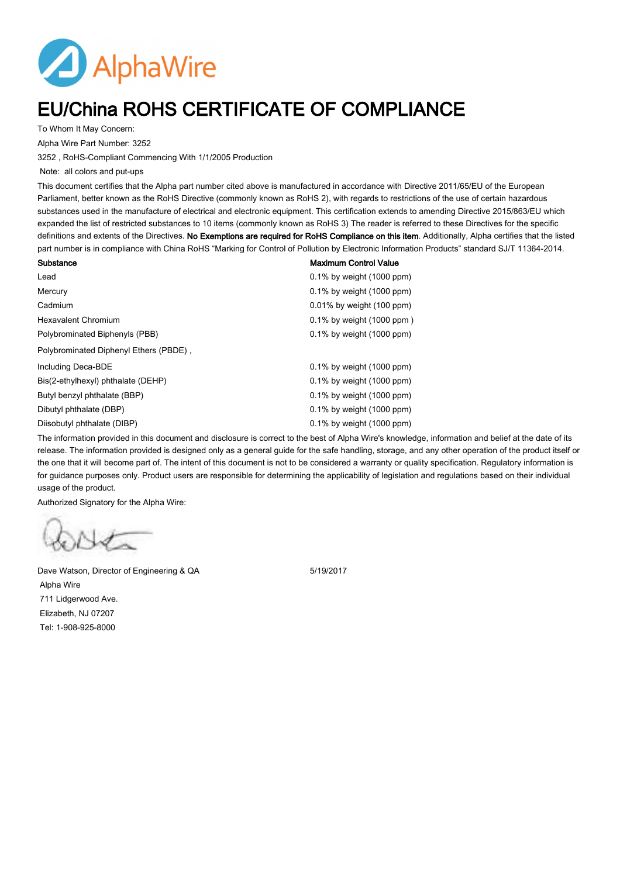AlphaWire

# EU/China ROHS CERTIFICATE OF COMPLIANCE

To Whom It May Concern:

Alpha Wire Part Number: 3252

3252 , RoHS-Compliant Commencing With 1/1/2005 Production

Note: all colors and put-ups

This document certifies that the Alpha part number cited above is manufactured in accordance with Directive 2011/65/EU of the European Parliament, better known as the RoHS Directive (commonly known as RoHS 2), with regards to restrictions of the use of certain hazardous substances used in the manufacture of electrical and electronic equipment. This certification extends to amending Directive 2015/863/EU which expanded the list of restricted substances to 10 items (commonly known as RoHS 3) The reader is referred to these Directives for the specific definitions and extents of the Directives. **No Exemptions are required for RoHS Compliance on this item**. Additionally, Alpha certifies that the listed part number is in compliance with China RoHS "Marking for Control of Pollution by Electronic Information Products" standard SJ/T 11364-2014.

| Substance | Maximum Control Value |
|---|---|
| Lead | 0.1% by weight (1000 ppm) |
| Mercury | 0.1% by weight (1000 ppm) |
| Cadmium | 0.01% by weight (100 ppm) |
| Hexavalent Chromium | 0.1% by weight (1000 ppm ) |
| Polybrominated Biphenyls (PBB) | 0.1% by weight (1000 ppm) |
| Polybrominated Diphenyl Ethers (PBDE) , | |
| Including Deca-BDE | 0.1% by weight (1000 ppm) |
| Bis(2-ethylhexyl) phthalate (DEHP) | 0.1% by weight (1000 ppm) |
| Butyl benzyl phthalate (BBP) | 0.1% by weight (1000 ppm) |
| Dibutyl phthalate (DBP) | 0.1% by weight (1000 ppm) |
| Diisobutyl phthalate (DIBP) | 0.1% by weight (1000 ppm) |

The information provided in this document and disclosure is correct to the best of Alpha Wire's knowledge, information and belief at the date of its release. The information provided is designed only as a general guide for the safe handling, storage, and any other operation of the product itself or the one that it will become part of. The intent of this document is not to be considered a warranty or quality specification. Regulatory information is for guidance purposes only. Product users are responsible for determining the applicability of legislation and regulations based on their individual usage of the product.

Authorized Signatory for the Alpha Wire:

Dave Watson, Director of Engineering & QA — 5/19/2017

Alpha Wire

711 Lidgerwood Ave.

Elizabeth, NJ 07207

Tel: 1-908-925-8000